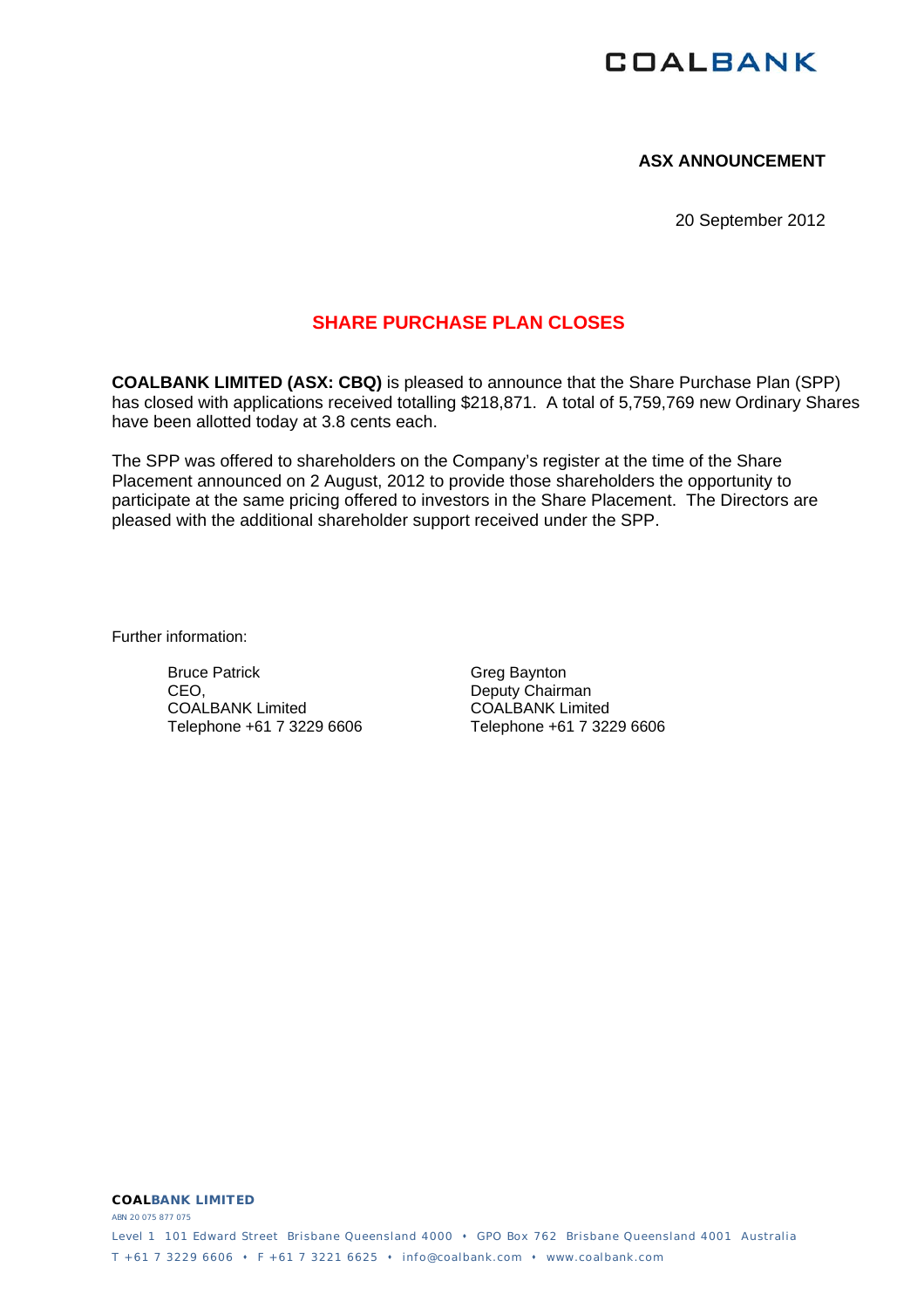COALBANK

**ASX ANNOUNCEMENT**

20 September 2012

## SHARE PURCHASE PLAN CLOSES

**COALBANK LIMITED (ASX: CBQ)** is pleased to announce that the Share Purchase Plan (SPP) has closed with applications received totalling $218,871. A total of 5,759,769 new Ordinary Shares have been allotted today at 3.8 cents each.

The SPP was offered to shareholders on the Company's register at the time of the Share Placement announced on 2 August, 2012 to provide those shareholders the opportunity to participate at the same pricing offered to investors in the Share Placement. The Directors are pleased with the additional shareholder support received under the SPP.

Further information:

Bruce Patrick
CEO,
COALBANK Limited
Telephone +61 7 3229 6606

Greg Baynton
Deputy Chairman
COALBANK Limited
Telephone +61 7 3229 6606

**COALBANK LIMITED**
ABN 20 075 877 075
Level 1 101 Edward Street Brisbane Queensland 4000 • GPO Box 762 Brisbane Queensland 4001 Australia
T +61 7 3229 6606 • F +61 7 3221 6625 • info@coalbank.com • www.coalbank.com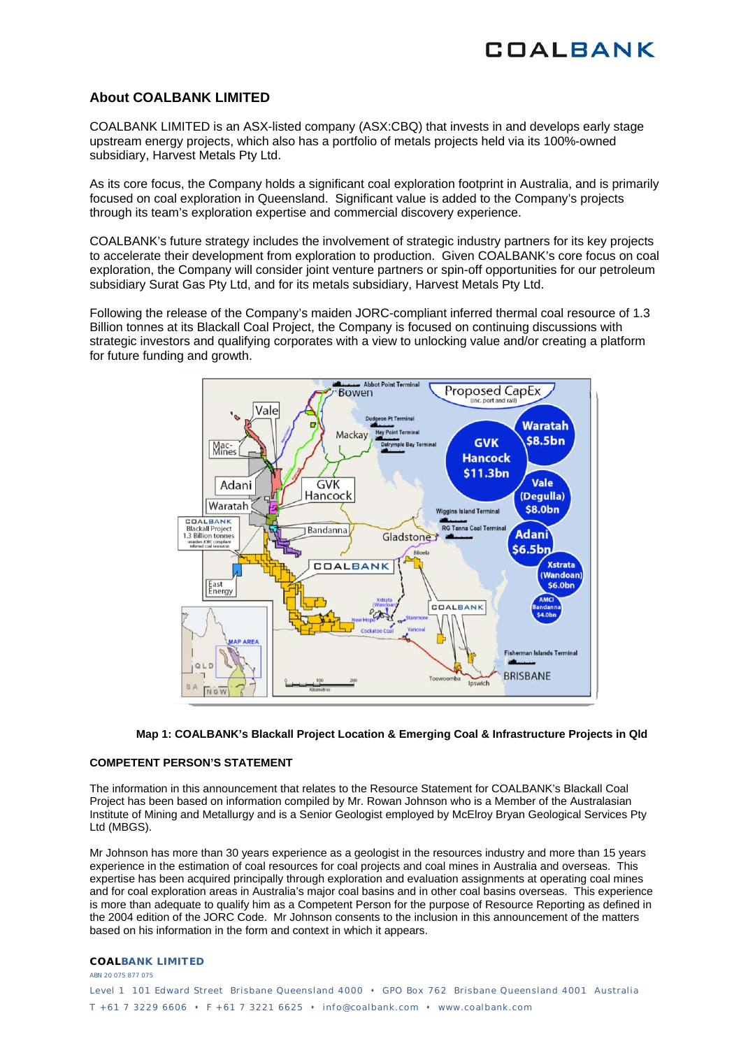## About COALBANK LIMITED

COALBANK LIMITED is an ASX-listed company (ASX:CBQ) that invests in and develops early stage upstream energy projects, which also has a portfolio of metals projects held via its 100%-owned subsidiary, Harvest Metals Pty Ltd.

As its core focus, the Company holds a significant coal exploration footprint in Australia, and is primarily focused on coal exploration in Queensland. Significant value is added to the Company's projects through its team's exploration expertise and commercial discovery experience.

COALBANK's future strategy includes the involvement of strategic industry partners for its key projects to accelerate their development from exploration to production. Given COALBANK's core focus on coal exploration, the Company will consider joint venture partners or spin-off opportunities for our petroleum subsidiary Surat Gas Pty Ltd, and for its metals subsidiary, Harvest Metals Pty Ltd.

Following the release of the Company's maiden JORC-compliant inferred thermal coal resource of 1.3 Billion tonnes at its Blackall Coal Project, the Company is focused on continuing discussions with strategic investors and qualifying corporates with a view to unlocking value and/or creating a platform for future funding and growth.

**Map 1: COALBANK's Blackall Project Location & Emerging Coal & Infrastructure Projects in Qld**

### COMPETENT PERSON'S STATEMENT

The information in this announcement that relates to the Resource Statement for COALBANK's Blackall Coal Project has been based on information compiled by Mr. Rowan Johnson who is a Member of the Australasian Institute of Mining and Metallurgy and is a Senior Geologist employed by McElroy Bryan Geological Services Pty Ltd (MBGS).

Mr Johnson has more than 30 years experience as a geologist in the resources industry and more than 15 years experience in the estimation of coal resources for coal projects and coal mines in Australia and overseas. This expertise has been acquired principally through exploration and evaluation assignments at operating coal mines and for coal exploration areas in Australia's major coal basins and in other coal basins overseas. This experience is more than adequate to qualify him as a Competent Person for the purpose of Resource Reporting as defined in the 2004 edition of the JORC Code. Mr Johnson consents to the inclusion in this announcement of the matters based on his information in the form and context in which it appears.